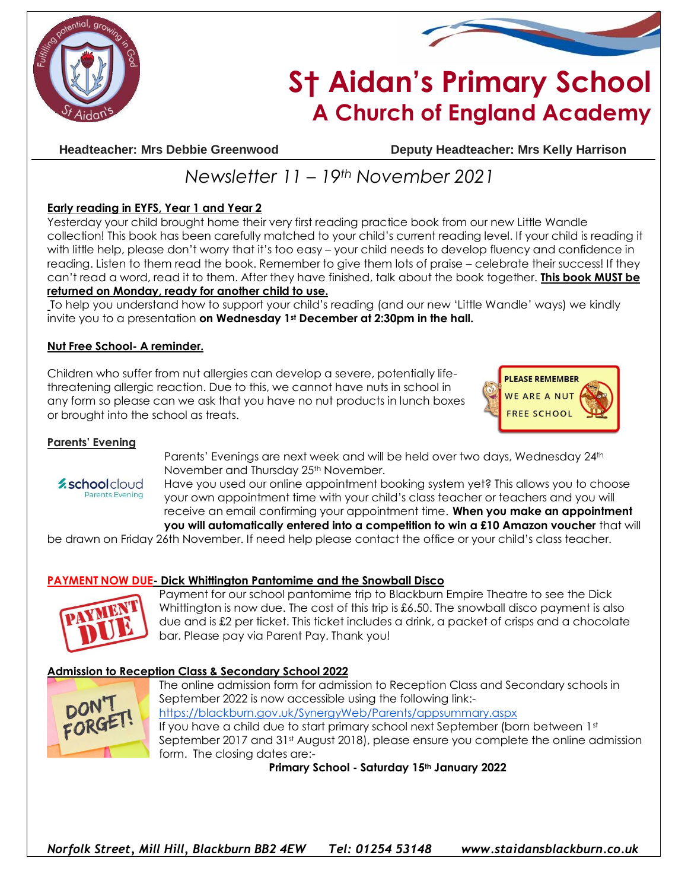# St Aidan's Primary School
## A Church of England Academy

**Headteacher: Mrs Debbie Greenwood** **Deputy Headteacher: Mrs Kelly Harrison**

*Newsletter 11 – 19th November 2021*

**Early reading in EYFS, Year 1 and Year 2**

Yesterday your child brought home their very first reading practice book from our new Little Wandle collection! This book has been carefully matched to your child's current reading level. If your child is reading it with little help, please don't worry that it's too easy – your child needs to develop fluency and confidence in reading. Listen to them read the book. Remember to give them lots of praise – celebrate their success! If they can't read a word, read it to them. After they have finished, talk about the book together. **This book MUST be returned on Monday, ready for another child to use.**

To help you understand how to support your child's reading (and our new 'Little Wandle' ways) we kindly invite you to a presentation **on Wednesday 1st December at 2:30pm in the hall.**

**Nut Free School- A reminder.**

Children who suffer from nut allergies can develop a severe, potentially life-threatening allergic reaction. Due to this, we cannot have nuts in school in any form so please can we ask that you have no nut products in lunch boxes or brought into the school as treats.

PLEASE REMEMBER WE ARE A NUT FREE SCHOOL

**Parents' Evening**

Parents' Evenings are next week and will be held over two days, Wednesday 24th November and Thursday 25th November.

Have you used our online appointment booking system yet? This allows you to choose your own appointment time with your child's class teacher or teachers and you will receive an email confirming your appointment time. **When you make an appointment you will automatically entered into a competition to win a £10 Amazon voucher** that will be drawn on Friday 26th November. If need help please contact the office or your child's class teacher.

**PAYMENT NOW DUE- Dick Whittington Pantomime and the Snowball Disco**

Payment for our school pantomime trip to Blackburn Empire Theatre to see the Dick Whittington is now due. The cost of this trip is £6.50. The snowball disco payment is also due and is £2 per ticket. This ticket includes a drink, a packet of crisps and a chocolate bar. Please pay via Parent Pay. Thank you!

**Admission to Reception Class & Secondary School 2022**

The online admission form for admission to Reception Class and Secondary schools in September 2022 is now accessible using the following link:-

https://blackburn.gov.uk/SynergyWeb/Parents/appsummary.aspx

If you have a child due to start primary school next September (born between 1st September 2017 and 31st August 2018), please ensure you complete the online admission form. The closing dates are:-

**Primary School - Saturday 15th January 2022**

*Norfolk Street, Mill Hill, Blackburn BB2 4EW Tel: 01254 53148 www.staidansblackburn.co.uk*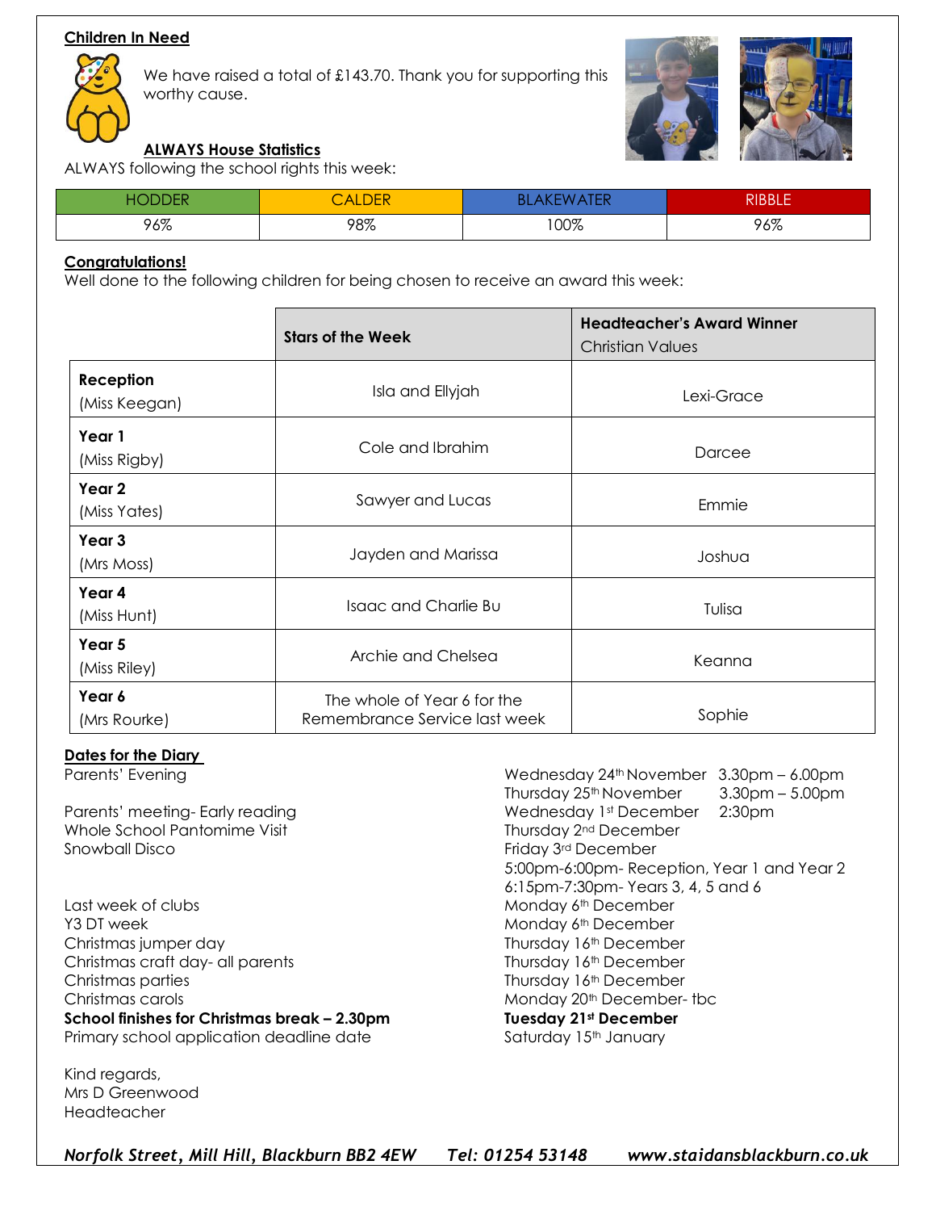**Children In Need**

We have raised a total of £143.70. Thank you for supporting this worthy cause.

**ALWAYS House Statistics**

ALWAYS following the school rights this week:

| HODDER | CALDER | BLAKEWATER | RIBBLE |
|---|---|---|---|
| 96% | 98% | 100% | 96% |

**Congratulations!**

Well done to the following children for being chosen to receive an award this week:

| | Stars of the Week | Headteacher's Award Winner Christian Values |
|---|---|---|
| **Reception** (Miss Keegan) | Isla and Ellyjah | Lexi-Grace |
| **Year 1** (Miss Rigby) | Cole and Ibrahim | Darcee |
| **Year 2** (Miss Yates) | Sawyer and Lucas | Emmie |
| **Year 3** (Mrs Moss) | Jayden and Marissa | Joshua |
| **Year 4** (Miss Hunt) | Isaac and Charlie Bu | Tulisa |
| **Year 5** (Miss Riley) | Archie and Chelsea | Keanna |
| **Year 6** (Mrs Rourke) | The whole of Year 6 for the Remembrance Service last week | Sophie |

**Dates for the Diary**

| | | |
|---|---|---|
| Parents' Evening | Wednesday 24th November | 3.30pm – 6.00pm |
| | Thursday 25th November | 3.30pm – 5.00pm |
| Parents' meeting- Early reading | Wednesday 1st December | 2:30pm |
| Whole School Pantomime Visit | Thursday 2nd December | |
| Snowball Disco | Friday 3rd December<br>5:00pm-6:00pm- Reception, Year 1 and Year 2<br>6:15pm-7:30pm- Years 3, 4, 5 and 6 | |
| Last week of clubs | Monday 6th December | |
| Y3 DT week | Monday 6th December | |
| Christmas jumper day | Thursday 16th December | |
| Christmas craft day- all parents | Thursday 16th December | |
| Christmas parties | Thursday 16th December | |
| Christmas carols | Monday 20th December- tbc | |
| **School finishes for Christmas break – 2.30pm** | **Tuesday 21st December** | |
| Primary school application deadline date | Saturday 15th January | |

Kind regards,
Mrs D Greenwood
Headteacher

*Norfolk Street, Mill Hill, Blackburn BB2 4EW Tel: 01254 53148 www.staidansblackburn.co.uk*